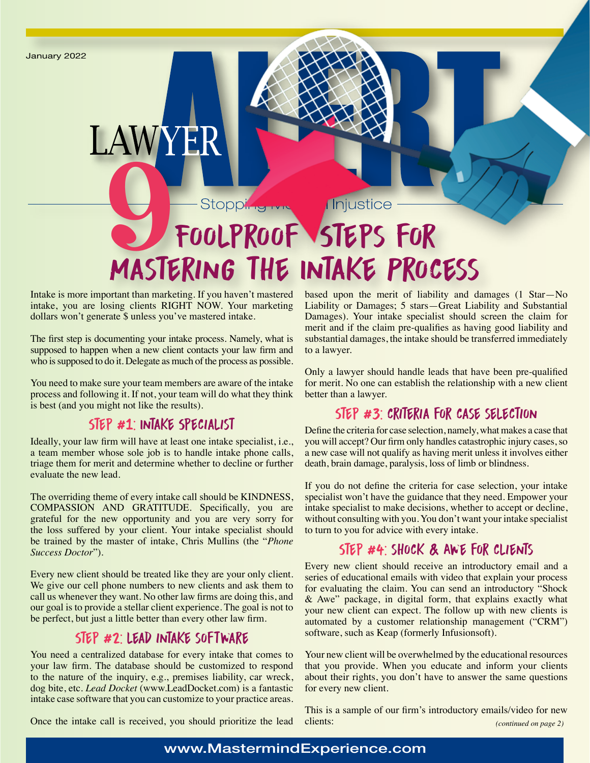January 2022

# LAWYER ALERT

Stopping Medical Injustice

# 9 FOOLPROOF STEPS FOR MASTERING THE INTAKE PROCESS

Intake is more important than marketing. If you haven't mastered intake, you are losing clients RIGHT NOW. Your marketing dollars won't generate $ unless you've mastered intake.

The first step is documenting your intake process. Namely, what is supposed to happen when a new client contacts your law firm and who is supposed to do it. Delegate as much of the process as possible.

You need to make sure your team members are aware of the intake process and following it. If not, your team will do what they think is best (and you might not like the results).

## STEP #1: INTAKE SPECIALIST

Ideally, your law firm will have at least one intake specialist, i.e., a team member whose sole job is to handle intake phone calls, triage them for merit and determine whether to decline or further evaluate the new lead.

The overriding theme of every intake call should be KINDNESS, COMPASSION AND GRATITUDE. Specifically, you are grateful for the new opportunity and you are very sorry for the loss suffered by your client. Your intake specialist should be trained by the master of intake, Chris Mullins (the "*Phone Success Doctor*").

Every new client should be treated like they are your only client. We give our cell phone numbers to new clients and ask them to call us whenever they want. No other law firms are doing this, and our goal is to provide a stellar client experience. The goal is not to be perfect, but just a little better than every other law firm.

## STEP #2: LEAD INTAKE SOFTWARE

You need a centralized database for every intake that comes to your law firm. The database should be customized to respond to the nature of the inquiry, e.g., premises liability, car wreck, dog bite, etc. *Lead Docket* (www.LeadDocket.com) is a fantastic intake case software that you can customize to your practice areas.

Once the intake call is received, you should prioritize the lead based upon the merit of liability and damages (1 Star—No Liability or Damages; 5 stars—Great Liability and Substantial Damages). Your intake specialist should screen the claim for merit and if the claim pre-qualifies as having good liability and substantial damages, the intake should be transferred immediately to a lawyer.

Only a lawyer should handle leads that have been pre-qualified for merit. No one can establish the relationship with a new client better than a lawyer.

## STEP #3: CRITERIA FOR CASE SELECTION

Define the criteria for case selection, namely, what makes a case that you will accept? Our firm only handles catastrophic injury cases, so a new case will not qualify as having merit unless it involves either death, brain damage, paralysis, loss of limb or blindness.

If you do not define the criteria for case selection, your intake specialist won't have the guidance that they need. Empower your intake specialist to make decisions, whether to accept or decline, without consulting with you. You don't want your intake specialist to turn to you for advice with every intake.

## STEP #4: SHOCK & AWE FOR CLIENTS

Every new client should receive an introductory email and a series of educational emails with video that explain your process for evaluating the claim. You can send an introductory "Shock & Awe" package, in digital form, that explains exactly what your new client can expect. The follow up with new clients is automated by a customer relationship management ("CRM") software, such as Keap (formerly Infusionsoft).

Your new client will be overwhelmed by the educational resources that you provide. When you educate and inform your clients about their rights, you don't have to answer the same questions for every new client.

This is a sample of our firm's introductory emails/video for new clients:

*(continued on page 2)*

www.MastermindExperience.com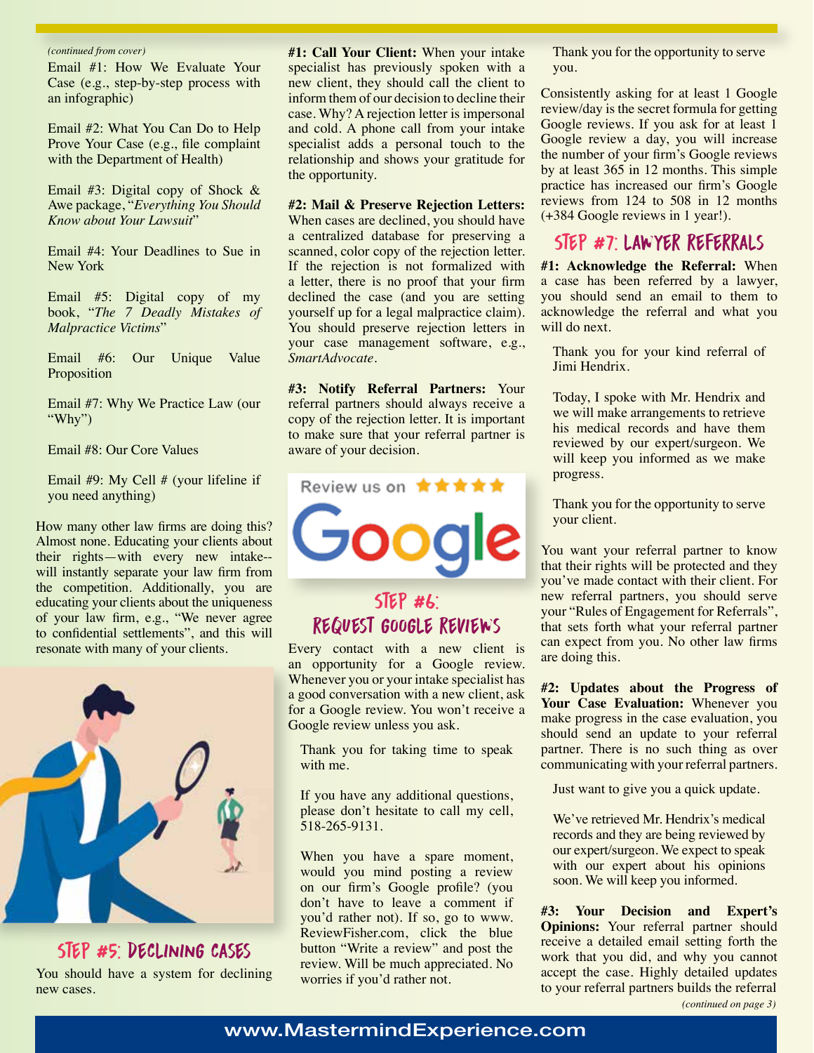*(continued from cover)*

Email #1: How We Evaluate Your Case (e.g., step-by-step process with an infographic)

Email #2: What You Can Do to Help Prove Your Case (e.g., file complaint with the Department of Health)

Email #3: Digital copy of Shock & Awe package, "*Everything You Should Know about Your Lawsuit*"

Email #4: Your Deadlines to Sue in New York

Email #5: Digital copy of my book, "*The 7 Deadly Mistakes of Malpractice Victims*"

Email #6: Our Unique Value Proposition

Email #7: Why We Practice Law (our "Why")

Email #8: Our Core Values

Email #9: My Cell # (your lifeline if you need anything)

How many other law firms are doing this? Almost none. Educating your clients about their rights—with every new intake--will instantly separate your law firm from the competition. Additionally, you are educating your clients about the uniqueness of your law firm, e.g., "We never agree to confidential settlements", and this will resonate with many of your clients.

## STEP #5: DECLINING CASES

You should have a system for declining new cases.

**#1: Call Your Client:** When your intake specialist has previously spoken with a new client, they should call the client to inform them of our decision to decline their case. Why? A rejection letter is impersonal and cold. A phone call from your intake specialist adds a personal touch to the relationship and shows your gratitude for the opportunity.

**#2: Mail & Preserve Rejection Letters:** When cases are declined, you should have a centralized database for preserving a scanned, color copy of the rejection letter. If the rejection is not formalized with a letter, there is no proof that your firm declined the case (and you are setting yourself up for a legal malpractice claim). You should preserve rejection letters in your case management software, e.g., *SmartAdvocate*.

**#3: Notify Referral Partners:** Your referral partners should always receive a copy of the rejection letter. It is important to make sure that your referral partner is aware of your decision.

## STEP #6: REQUEST GOOGLE REVIEWS

Every contact with a new client is an opportunity for a Google review. Whenever you or your intake specialist has a good conversation with a new client, ask for a Google review. You won't receive a Google review unless you ask.

> Thank you for taking time to speak with me.
>
> If you have any additional questions, please don't hesitate to call my cell, 518-265-9131.
>
> When you have a spare moment, would you mind posting a review on our firm's Google profile? (you don't have to leave a comment if you'd rather not). If so, go to www.ReviewFisher.com, click the blue button "Write a review" and post the review. Will be much appreciated. No worries if you'd rather not.
>
> Thank you for the opportunity to serve you.

Consistently asking for at least 1 Google review/day is the secret formula for getting Google reviews. If you ask for at least 1 Google review a day, you will increase the number of your firm's Google reviews by at least 365 in 12 months. This simple practice has increased our firm's Google reviews from 124 to 508 in 12 months (+384 Google reviews in 1 year!).

## STEP #7: LAWYER REFERRALS

**#1: Acknowledge the Referral:** When a case has been referred by a lawyer, you should send an email to them to acknowledge the referral and what you will do next.

> Thank you for your kind referral of Jimi Hendrix.
>
> Today, I spoke with Mr. Hendrix and we will make arrangements to retrieve his medical records and have them reviewed by our expert/surgeon. We will keep you informed as we make progress.
>
> Thank you for the opportunity to serve your client.

You want your referral partner to know that their rights will be protected and they you've made contact with their client. For new referral partners, you should serve your "Rules of Engagement for Referrals", that sets forth what your referral partner can expect from you. No other law firms are doing this.

**#2: Updates about the Progress of Your Case Evaluation:** Whenever you make progress in the case evaluation, you should send an update to your referral partner. There is no such thing as over communicating with your referral partners.

> Just want to give you a quick update.
>
> We've retrieved Mr. Hendrix's medical records and they are being reviewed by our expert/surgeon. We expect to speak with our expert about his opinions soon. We will keep you informed.

**#3: Your Decision and Expert's Opinions:** Your referral partner should receive a detailed email setting forth the work that you did, and why you cannot accept the case. Highly detailed updates to your referral partners builds the referral

*(continued on page 3)*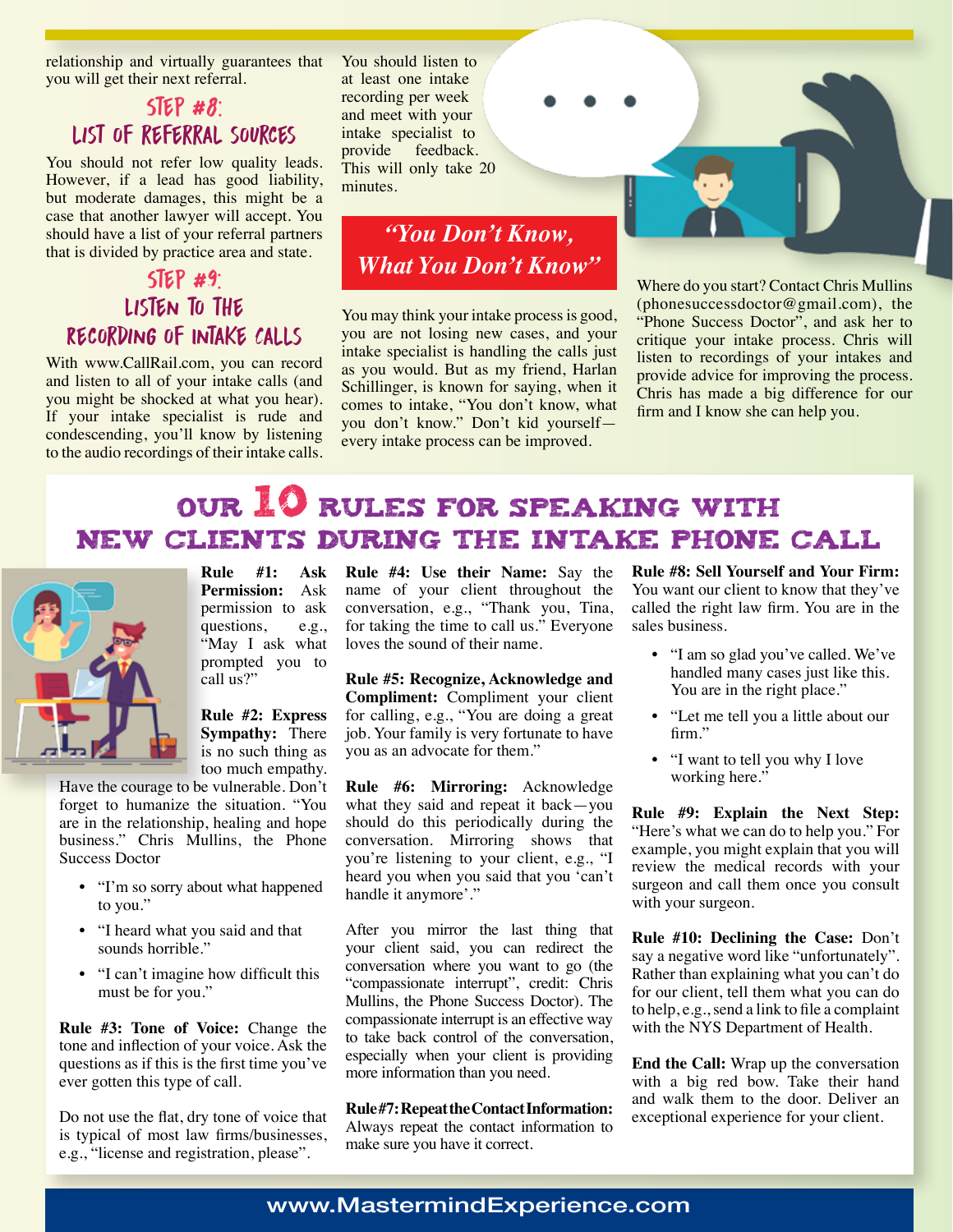relationship and virtually guarantees that you will get their next referral.

## STEP #8: LIST OF REFERRAL SOURCES

You should not refer low quality leads. However, if a lead has good liability, but moderate damages, this might be a case that another lawyer will accept. You should have a list of your referral partners that is divided by practice area and state.

## STEP #9: LISTEN TO THE RECORDING OF INTAKE CALLS

With www.CallRail.com, you can record and listen to all of your intake calls (and you might be shocked at what you hear). If your intake specialist is rude and condescending, you'll know by listening to the audio recordings of their intake calls. You should listen to at least one intake recording per week and meet with your intake specialist to provide feedback. This will only take 20 minutes.

## *"You Don't Know, What You Don't Know"*

You may think your intake process is good, you are not losing new cases, and your intake specialist is handling the calls just as you would. But as my friend, Harlan Schillinger, is known for saying, when it comes to intake, "You don't know, what you don't know." Don't kid yourself—every intake process can be improved.

Where do you start? Contact Chris Mullins (phonesuccessdoctor@gmail.com), the "Phone Success Doctor", and ask her to critique your intake process. Chris will listen to recordings of your intakes and provide advice for improving the process. Chris has made a big difference for our firm and I know she can help you.

# OUR 10 RULES FOR SPEAKING WITH NEW CLIENTS DURING THE INTAKE PHONE CALL

**Rule #1: Ask Permission:** Ask permission to ask questions, e.g., "May I ask what prompted you to call us?"

**Rule #2: Express Sympathy:** There is no such thing as too much empathy. Have the courage to be vulnerable. Don't forget to humanize the situation. "You are in the relationship, healing and hope business." Chris Mullins, the Phone Success Doctor

- "I'm so sorry about what happened to you."
- "I heard what you said and that sounds horrible."
- "I can't imagine how difficult this must be for you."

**Rule #3: Tone of Voice:** Change the tone and inflection of your voice. Ask the questions as if this is the first time you've ever gotten this type of call.

Do not use the flat, dry tone of voice that is typical of most law firms/businesses, e.g., "license and registration, please".

**Rule #4: Use their Name:** Say the name of your client throughout the conversation, e.g., "Thank you, Tina, for taking the time to call us." Everyone loves the sound of their name.

**Rule #5: Recognize, Acknowledge and Compliment:** Compliment your client for calling, e.g., "You are doing a great job. Your family is very fortunate to have you as an advocate for them."

**Rule #6: Mirroring:** Acknowledge what they said and repeat it back—you should do this periodically during the conversation. Mirroring shows that you're listening to your client, e.g., "I heard you when you said that you 'can't handle it anymore'."

After you mirror the last thing that your client said, you can redirect the conversation where you want to go (the "compassionate interrupt", credit: Chris Mullins, the Phone Success Doctor). The compassionate interrupt is an effective way to take back control of the conversation, especially when your client is providing more information than you need.

**Rule #7: Repeat the Contact Information:** Always repeat the contact information to make sure you have it correct.

**Rule #8: Sell Yourself and Your Firm:** You want our client to know that they've called the right law firm. You are in the sales business.

- "I am so glad you've called. We've handled many cases just like this. You are in the right place."
- "Let me tell you a little about our firm."
- "I want to tell you why I love working here."

**Rule #9: Explain the Next Step:** "Here's what we can do to help you." For example, you might explain that you will review the medical records with your surgeon and call them once you consult with your surgeon.

**Rule #10: Declining the Case:** Don't say a negative word like "unfortunately". Rather than explaining what you can't do for our client, tell them what you can do to help, e.g., send a link to file a complaint with the NYS Department of Health.

**End the Call:** Wrap up the conversation with a big red bow. Take their hand and walk them to the door. Deliver an exceptional experience for your client.

www.MastermindExperience.com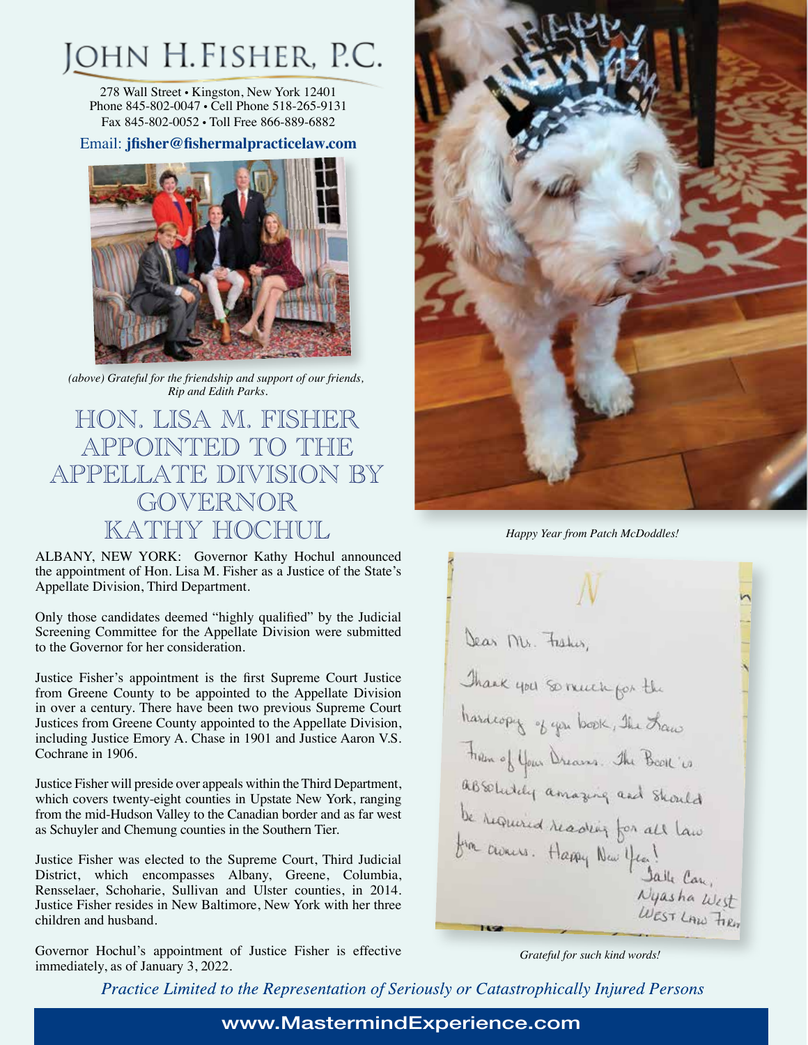# JOHN H. FISHER, P.C.

278 Wall Street • Kingston, New York 12401
Phone 845-802-0047 • Cell Phone 518-265-9131
Fax 845-802-0052 • Toll Free 866-889-6882

Email: **jfisher@fishermalpracticelaw.com**

*(above) Grateful for the friendship and support of our friends, Rip and Edith Parks.*

## HON. LISA M. FISHER APPOINTED TO THE APPELLATE DIVISION BY GOVERNOR KATHY HOCHUL

ALBANY, NEW YORK: Governor Kathy Hochul announced the appointment of Hon. Lisa M. Fisher as a Justice of the State's Appellate Division, Third Department.

Only those candidates deemed "highly qualified" by the Judicial Screening Committee for the Appellate Division were submitted to the Governor for her consideration.

Justice Fisher's appointment is the first Supreme Court Justice from Greene County to be appointed to the Appellate Division in over a century. There have been two previous Supreme Court Justices from Greene County appointed to the Appellate Division, including Justice Emory A. Chase in 1901 and Justice Aaron V.S. Cochrane in 1906.

Justice Fisher will preside over appeals within the Third Department, which covers twenty-eight counties in Upstate New York, ranging from the mid-Hudson Valley to the Canadian border and as far west as Schuyler and Chemung counties in the Southern Tier.

Justice Fisher was elected to the Supreme Court, Third Judicial District, which encompasses Albany, Greene, Columbia, Rensselaer, Schoharie, Sullivan and Ulster counties, in 2014. Justice Fisher resides in New Baltimore, New York with her three children and husband.

Governor Hochul's appointment of Justice Fisher is effective immediately, as of January 3, 2022.

*Happy Year from Patch McDoddles!*

Dear Mr. Fisher,

Thank you so much for the hardcopy of your book, The Law Firm of Your Dreams. The Book is absolutely amazing and should be required reading for all law firm owners. Happy New Year!

Take Care,
Nyasha West
WEST LAW FIRM

*Grateful for such kind words!*

*Practice Limited to the Representation of Seriously or Catastrophically Injured Persons*

**www.MastermindExperience.com**